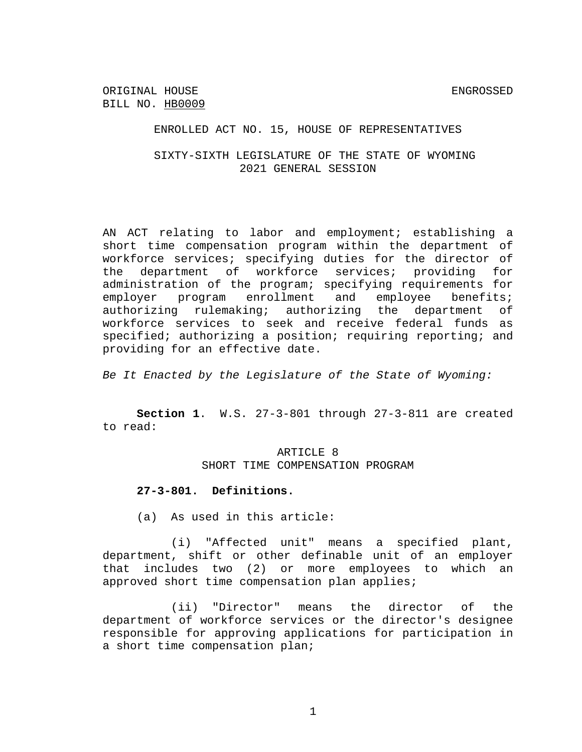ORIGINAL HOUSE BILL NO. HB0009 ENGROSSED

ENROLLED ACT NO. 15, HOUSE OF REPRESENTATIVES

SIXTY-SIXTH LEGISLATURE OF THE STATE OF WYOMING
2021 GENERAL SESSION

AN ACT relating to labor and employment; establishing a short time compensation program within the department of workforce services; specifying duties for the director of the department of workforce services; providing for administration of the program; specifying requirements for employer program enrollment and employee benefits; authorizing rulemaking; authorizing the department of workforce services to seek and receive federal funds as specified; authorizing a position; requiring reporting; and providing for an effective date.

*Be It Enacted by the Legislature of the State of Wyoming:*

**Section 1**. W.S. 27-3-801 through 27-3-811 are created to read:

ARTICLE 8
SHORT TIME COMPENSATION PROGRAM

**27-3-801. Definitions.**

(a) As used in this article:

(i) "Affected unit" means a specified plant, department, shift or other definable unit of an employer that includes two (2) or more employees to which an approved short time compensation plan applies;

(ii) "Director" means the director of the department of workforce services or the director's designee responsible for approving applications for participation in a short time compensation plan;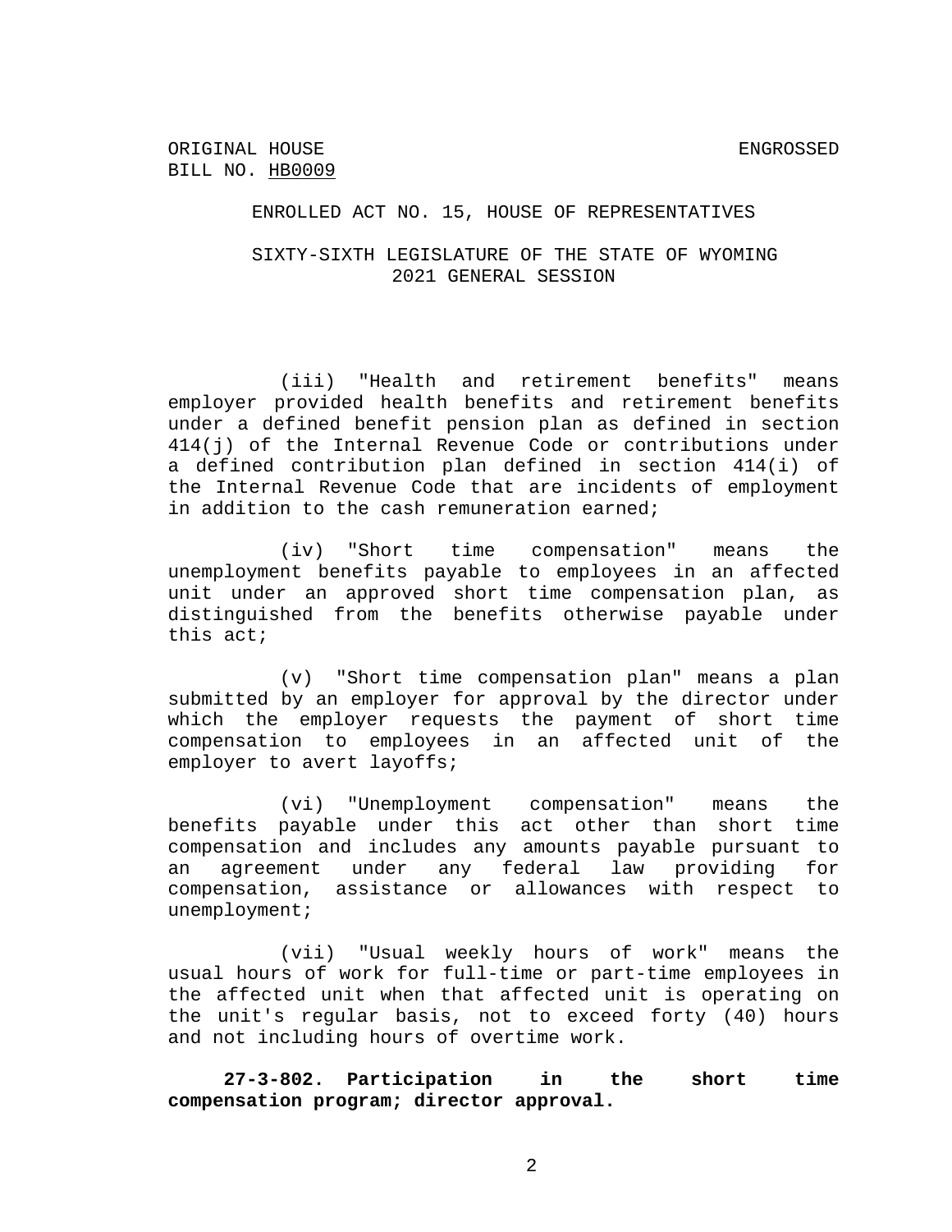(iii) "Health and retirement benefits" means employer provided health benefits and retirement benefits under a defined benefit pension plan as defined in section 414(j) of the Internal Revenue Code or contributions under a defined contribution plan defined in section 414(i) of the Internal Revenue Code that are incidents of employment in addition to the cash remuneration earned;

(iv) "Short time compensation" means the unemployment benefits payable to employees in an affected unit under an approved short time compensation plan, as distinguished from the benefits otherwise payable under this act;

(v) "Short time compensation plan" means a plan submitted by an employer for approval by the director under which the employer requests the payment of short time compensation to employees in an affected unit of the employer to avert layoffs;

(vi) "Unemployment compensation" means the benefits payable under this act other than short time compensation and includes any amounts payable pursuant to an agreement under any federal law providing for compensation, assistance or allowances with respect to unemployment;

(vii) "Usual weekly hours of work" means the usual hours of work for full-time or part-time employees in the affected unit when that affected unit is operating on the unit's regular basis, not to exceed forty (40) hours and not including hours of overtime work.

**27-3-802. Participation in the short time compensation program; director approval.**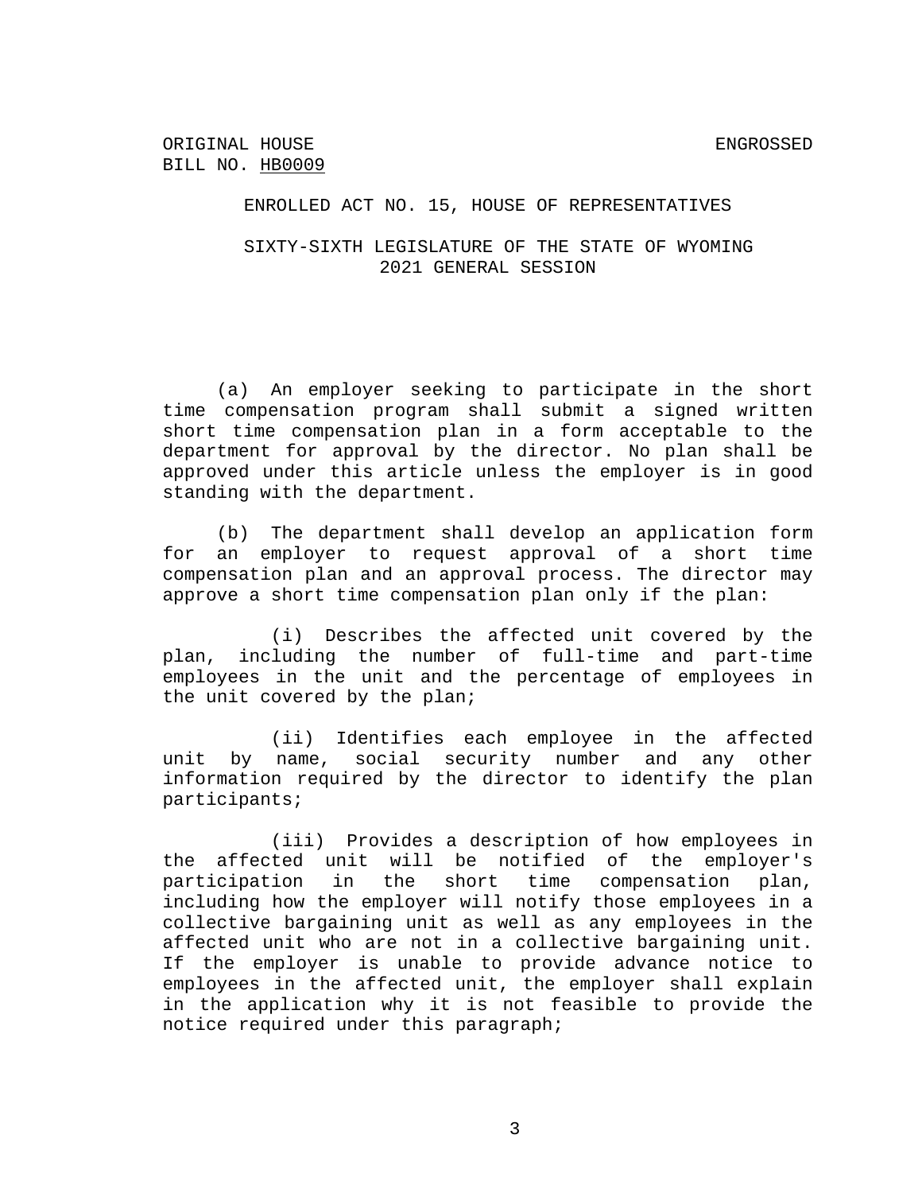(a) An employer seeking to participate in the short time compensation program shall submit a signed written short time compensation plan in a form acceptable to the department for approval by the director. No plan shall be approved under this article unless the employer is in good standing with the department.

(b) The department shall develop an application form for an employer to request approval of a short time compensation plan and an approval process. The director may approve a short time compensation plan only if the plan:

(i) Describes the affected unit covered by the plan, including the number of full-time and part-time employees in the unit and the percentage of employees in the unit covered by the plan;

(ii) Identifies each employee in the affected unit by name, social security number and any other information required by the director to identify the plan participants;

(iii) Provides a description of how employees in the affected unit will be notified of the employer's participation in the short time compensation plan, including how the employer will notify those employees in a collective bargaining unit as well as any employees in the affected unit who are not in a collective bargaining unit. If the employer is unable to provide advance notice to employees in the affected unit, the employer shall explain in the application why it is not feasible to provide the notice required under this paragraph;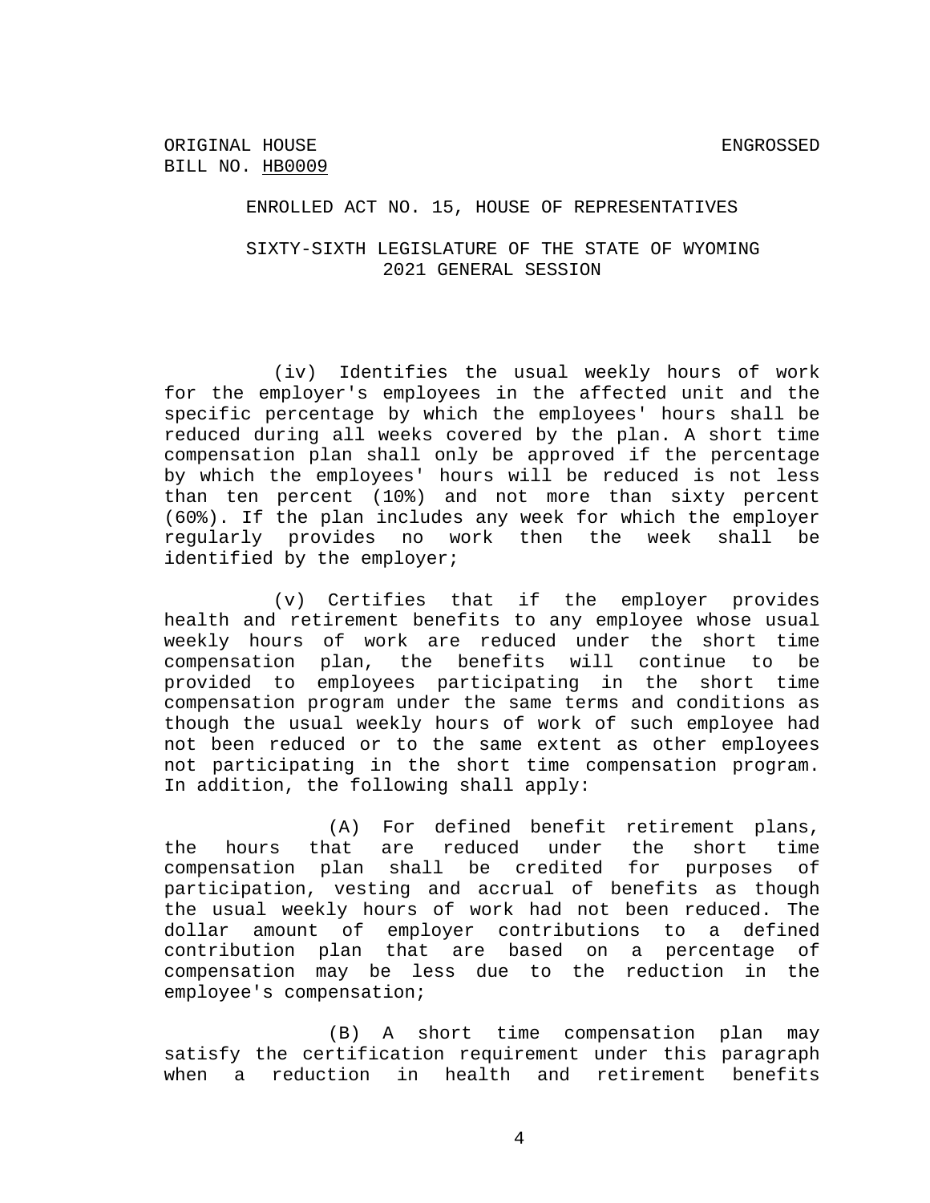ORIGINAL HOUSE BILL NO. HB0009 ENGROSSED

ENROLLED ACT NO. 15, HOUSE OF REPRESENTATIVES

SIXTY-SIXTH LEGISLATURE OF THE STATE OF WYOMING
2021 GENERAL SESSION

(iv) Identifies the usual weekly hours of work for the employer's employees in the affected unit and the specific percentage by which the employees' hours shall be reduced during all weeks covered by the plan. A short time compensation plan shall only be approved if the percentage by which the employees' hours will be reduced is not less than ten percent (10%) and not more than sixty percent (60%). If the plan includes any week for which the employer regularly provides no work then the week shall be identified by the employer;

(v) Certifies that if the employer provides health and retirement benefits to any employee whose usual weekly hours of work are reduced under the short time compensation plan, the benefits will continue to be provided to employees participating in the short time compensation program under the same terms and conditions as though the usual weekly hours of work of such employee had not been reduced or to the same extent as other employees not participating in the short time compensation program. In addition, the following shall apply:

(A) For defined benefit retirement plans, the hours that are reduced under the short time compensation plan shall be credited for purposes of participation, vesting and accrual of benefits as though the usual weekly hours of work had not been reduced. The dollar amount of employer contributions to a defined contribution plan that are based on a percentage of compensation may be less due to the reduction in the employee's compensation;

(B) A short time compensation plan may satisfy the certification requirement under this paragraph when a reduction in health and retirement benefits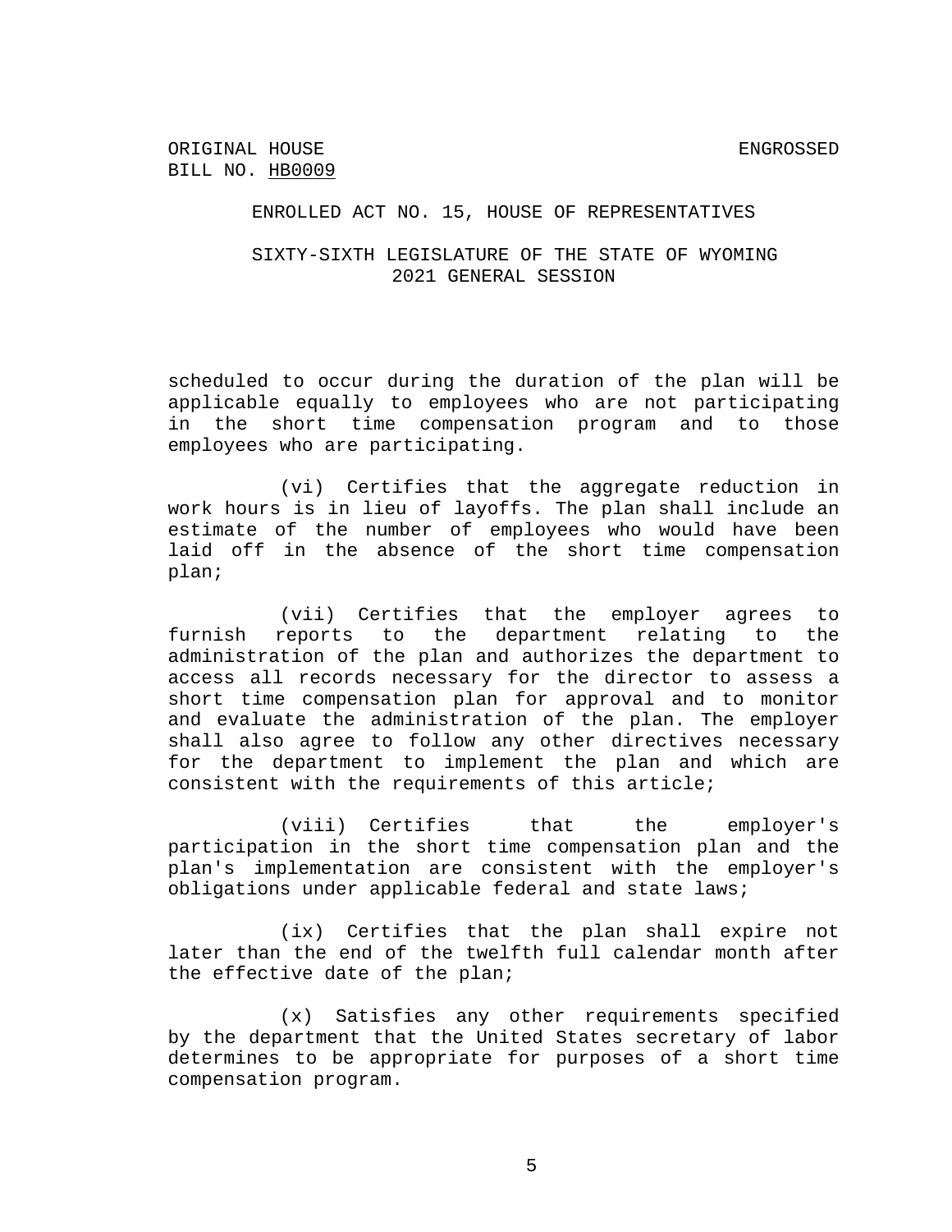scheduled to occur during the duration of the plan will be applicable equally to employees who are not participating in the short time compensation program and to those employees who are participating.

(vi) Certifies that the aggregate reduction in work hours is in lieu of layoffs. The plan shall include an estimate of the number of employees who would have been laid off in the absence of the short time compensation plan;

(vii) Certifies that the employer agrees to furnish reports to the department relating to the administration of the plan and authorizes the department to access all records necessary for the director to assess a short time compensation plan for approval and to monitor and evaluate the administration of the plan. The employer shall also agree to follow any other directives necessary for the department to implement the plan and which are consistent with the requirements of this article;

(viii) Certifies that the employer's participation in the short time compensation plan and the plan's implementation are consistent with the employer's obligations under applicable federal and state laws;

(ix) Certifies that the plan shall expire not later than the end of the twelfth full calendar month after the effective date of the plan;

(x) Satisfies any other requirements specified by the department that the United States secretary of labor determines to be appropriate for purposes of a short time compensation program.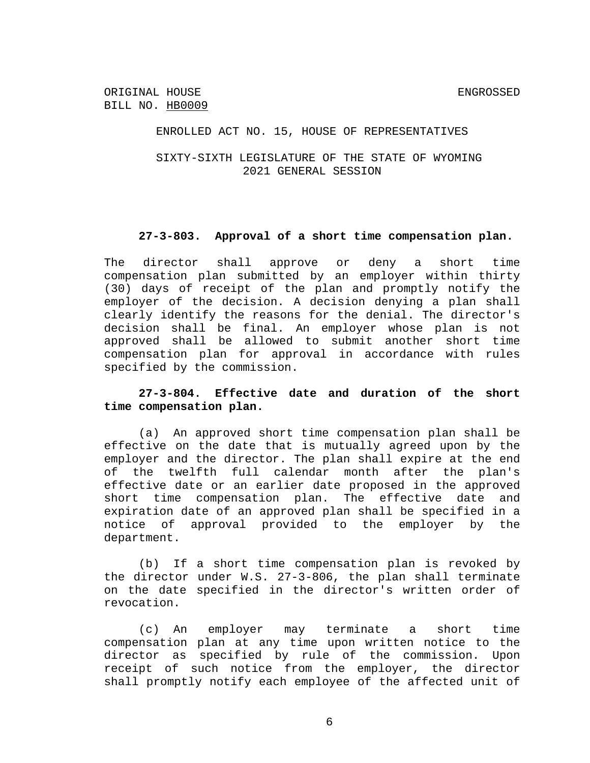ORIGINAL HOUSE
BILL NO. HB0009

ENGROSSED

ENROLLED ACT NO. 15, HOUSE OF REPRESENTATIVES

SIXTY-SIXTH LEGISLATURE OF THE STATE OF WYOMING
2021 GENERAL SESSION

**27-3-803. Approval of a short time compensation plan.**

The director shall approve or deny a short time compensation plan submitted by an employer within thirty (30) days of receipt of the plan and promptly notify the employer of the decision. A decision denying a plan shall clearly identify the reasons for the denial. The director's decision shall be final. An employer whose plan is not approved shall be allowed to submit another short time compensation plan for approval in accordance with rules specified by the commission.

**27-3-804. Effective date and duration of the short time compensation plan.**

(a) An approved short time compensation plan shall be effective on the date that is mutually agreed upon by the employer and the director. The plan shall expire at the end of the twelfth full calendar month after the plan's effective date or an earlier date proposed in the approved short time compensation plan. The effective date and expiration date of an approved plan shall be specified in a notice of approval provided to the employer by the department.

(b) If a short time compensation plan is revoked by the director under W.S. 27-3-806, the plan shall terminate on the date specified in the director's written order of revocation.

(c) An employer may terminate a short time compensation plan at any time upon written notice to the director as specified by rule of the commission. Upon receipt of such notice from the employer, the director shall promptly notify each employee of the affected unit of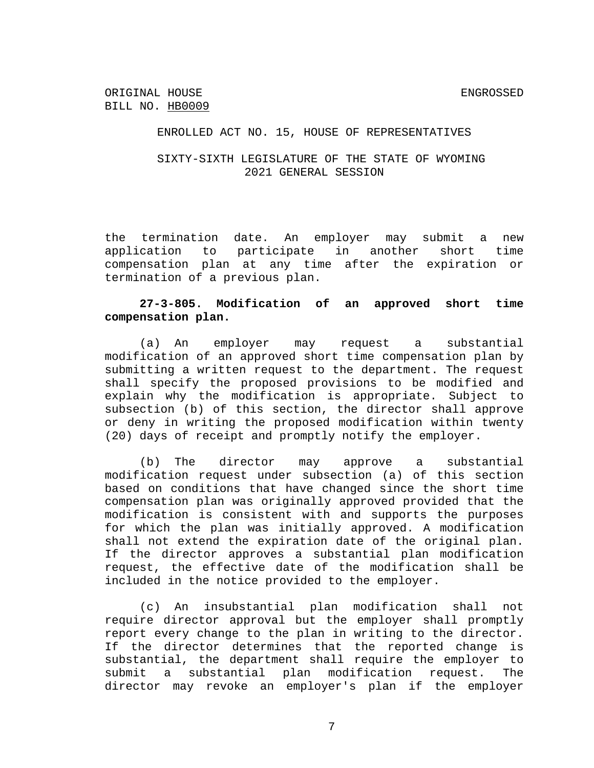the termination date. An employer may submit a new application to participate in another short time compensation plan at any time after the expiration or termination of a previous plan.

**27-3-805. Modification of an approved short time compensation plan.**

(a) An employer may request a substantial modification of an approved short time compensation plan by submitting a written request to the department. The request shall specify the proposed provisions to be modified and explain why the modification is appropriate. Subject to subsection (b) of this section, the director shall approve or deny in writing the proposed modification within twenty (20) days of receipt and promptly notify the employer.

(b) The director may approve a substantial modification request under subsection (a) of this section based on conditions that have changed since the short time compensation plan was originally approved provided that the modification is consistent with and supports the purposes for which the plan was initially approved. A modification shall not extend the expiration date of the original plan. If the director approves a substantial plan modification request, the effective date of the modification shall be included in the notice provided to the employer.

(c) An insubstantial plan modification shall not require director approval but the employer shall promptly report every change to the plan in writing to the director. If the director determines that the reported change is substantial, the department shall require the employer to submit a substantial plan modification request. The director may revoke an employer's plan if the employer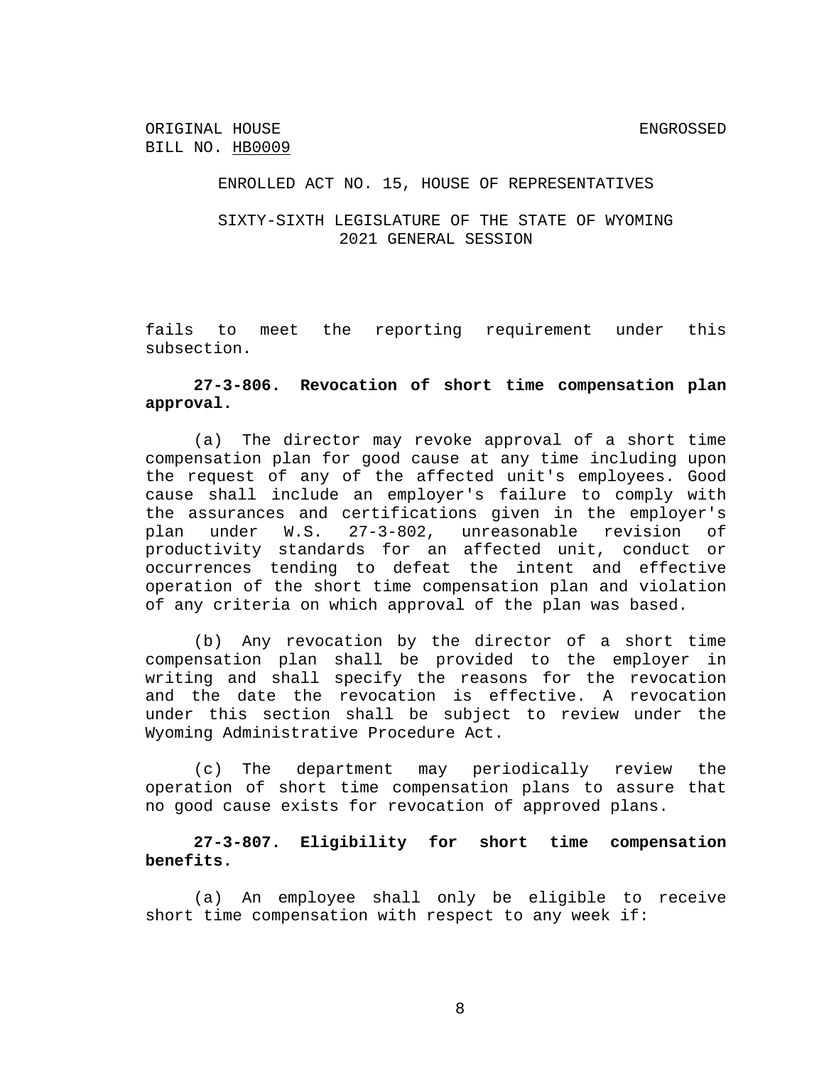fails to meet the reporting requirement under this subsection.

**27-3-806. Revocation of short time compensation plan approval.**

(a) The director may revoke approval of a short time compensation plan for good cause at any time including upon the request of any of the affected unit's employees. Good cause shall include an employer's failure to comply with the assurances and certifications given in the employer's plan under W.S. 27-3-802, unreasonable revision of productivity standards for an affected unit, conduct or occurrences tending to defeat the intent and effective operation of the short time compensation plan and violation of any criteria on which approval of the plan was based.

(b) Any revocation by the director of a short time compensation plan shall be provided to the employer in writing and shall specify the reasons for the revocation and the date the revocation is effective. A revocation under this section shall be subject to review under the Wyoming Administrative Procedure Act.

(c) The department may periodically review the operation of short time compensation plans to assure that no good cause exists for revocation of approved plans.

**27-3-807. Eligibility for short time compensation benefits.**

(a) An employee shall only be eligible to receive short time compensation with respect to any week if: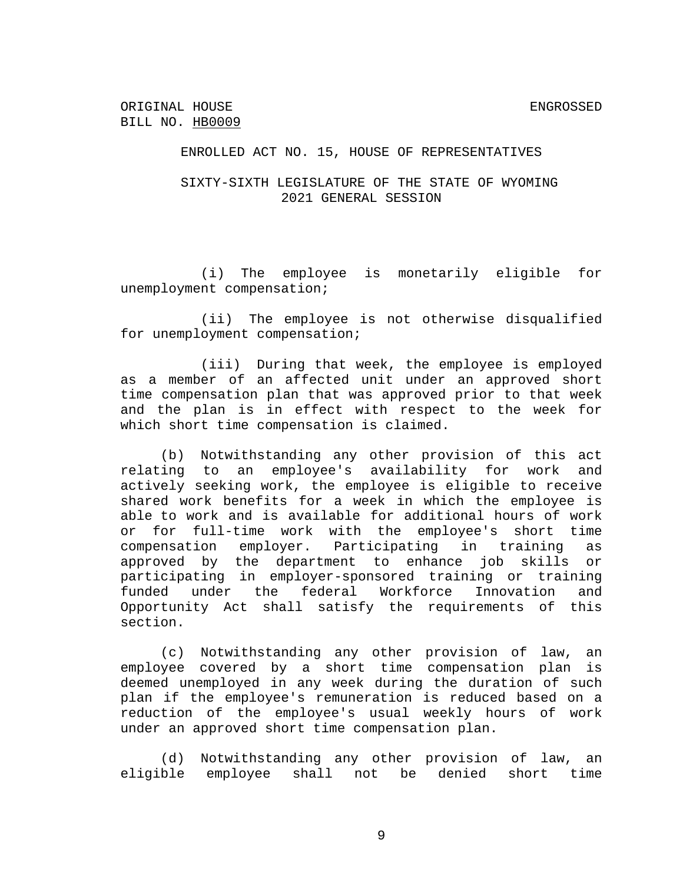(i) The employee is monetarily eligible for unemployment compensation;

(ii) The employee is not otherwise disqualified for unemployment compensation;

(iii) During that week, the employee is employed as a member of an affected unit under an approved short time compensation plan that was approved prior to that week and the plan is in effect with respect to the week for which short time compensation is claimed.

(b) Notwithstanding any other provision of this act relating to an employee's availability for work and actively seeking work, the employee is eligible to receive shared work benefits for a week in which the employee is able to work and is available for additional hours of work or for full-time work with the employee's short time compensation employer. Participating in training as approved by the department to enhance job skills or participating in employer-sponsored training or training funded under the federal Workforce Innovation and Opportunity Act shall satisfy the requirements of this section.

(c) Notwithstanding any other provision of law, an employee covered by a short time compensation plan is deemed unemployed in any week during the duration of such plan if the employee's remuneration is reduced based on a reduction of the employee's usual weekly hours of work under an approved short time compensation plan.

(d) Notwithstanding any other provision of law, an eligible employee shall not be denied short time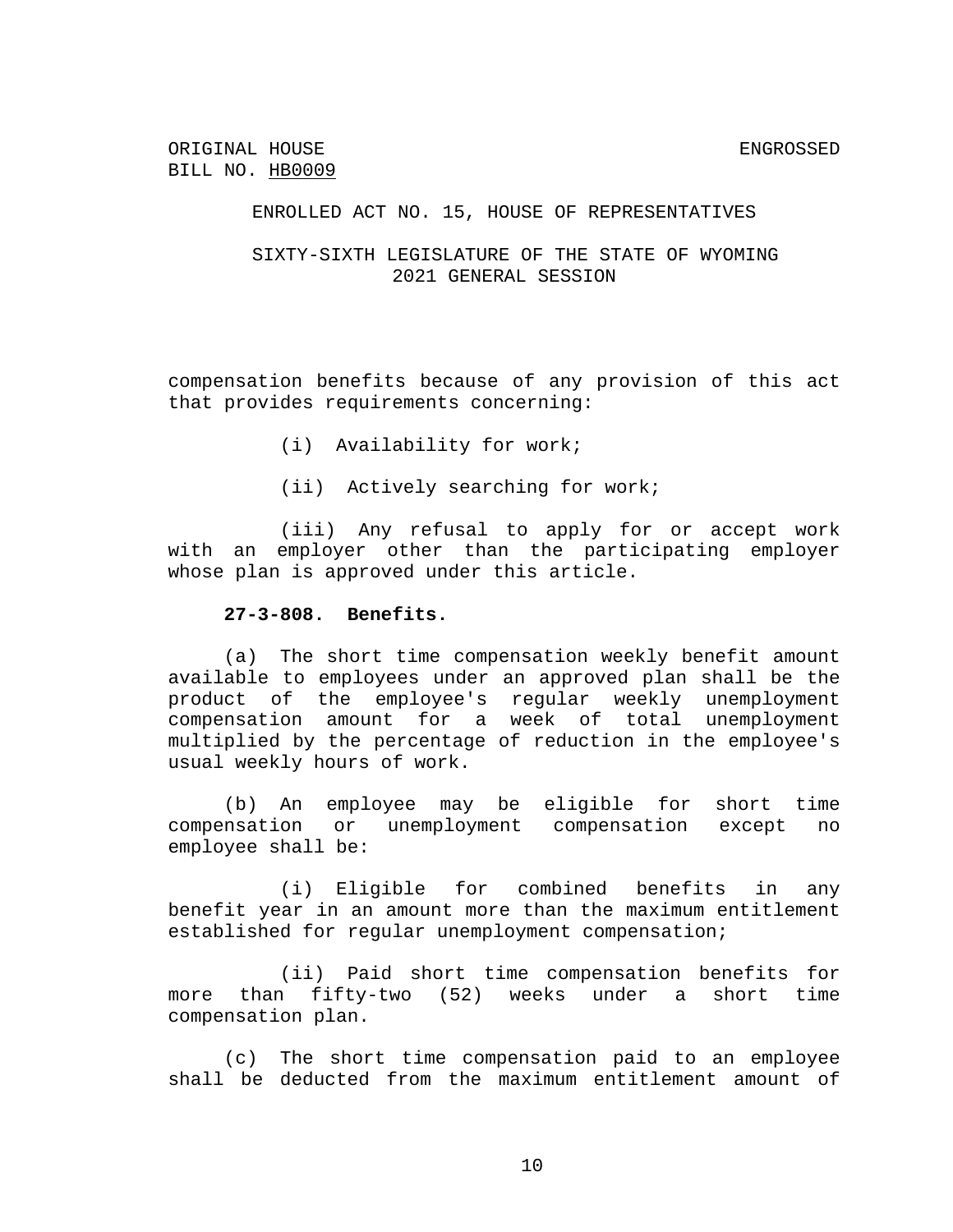compensation benefits because of any provision of this act that provides requirements concerning:

(i) Availability for work;

(ii) Actively searching for work;

(iii) Any refusal to apply for or accept work with an employer other than the participating employer whose plan is approved under this article.

**27-3-808. Benefits.**

(a) The short time compensation weekly benefit amount available to employees under an approved plan shall be the product of the employee's regular weekly unemployment compensation amount for a week of total unemployment multiplied by the percentage of reduction in the employee's usual weekly hours of work.

(b) An employee may be eligible for short time compensation or unemployment compensation except no employee shall be:

(i) Eligible for combined benefits in any benefit year in an amount more than the maximum entitlement established for regular unemployment compensation;

(ii) Paid short time compensation benefits for more than fifty-two (52) weeks under a short time compensation plan.

(c) The short time compensation paid to an employee shall be deducted from the maximum entitlement amount of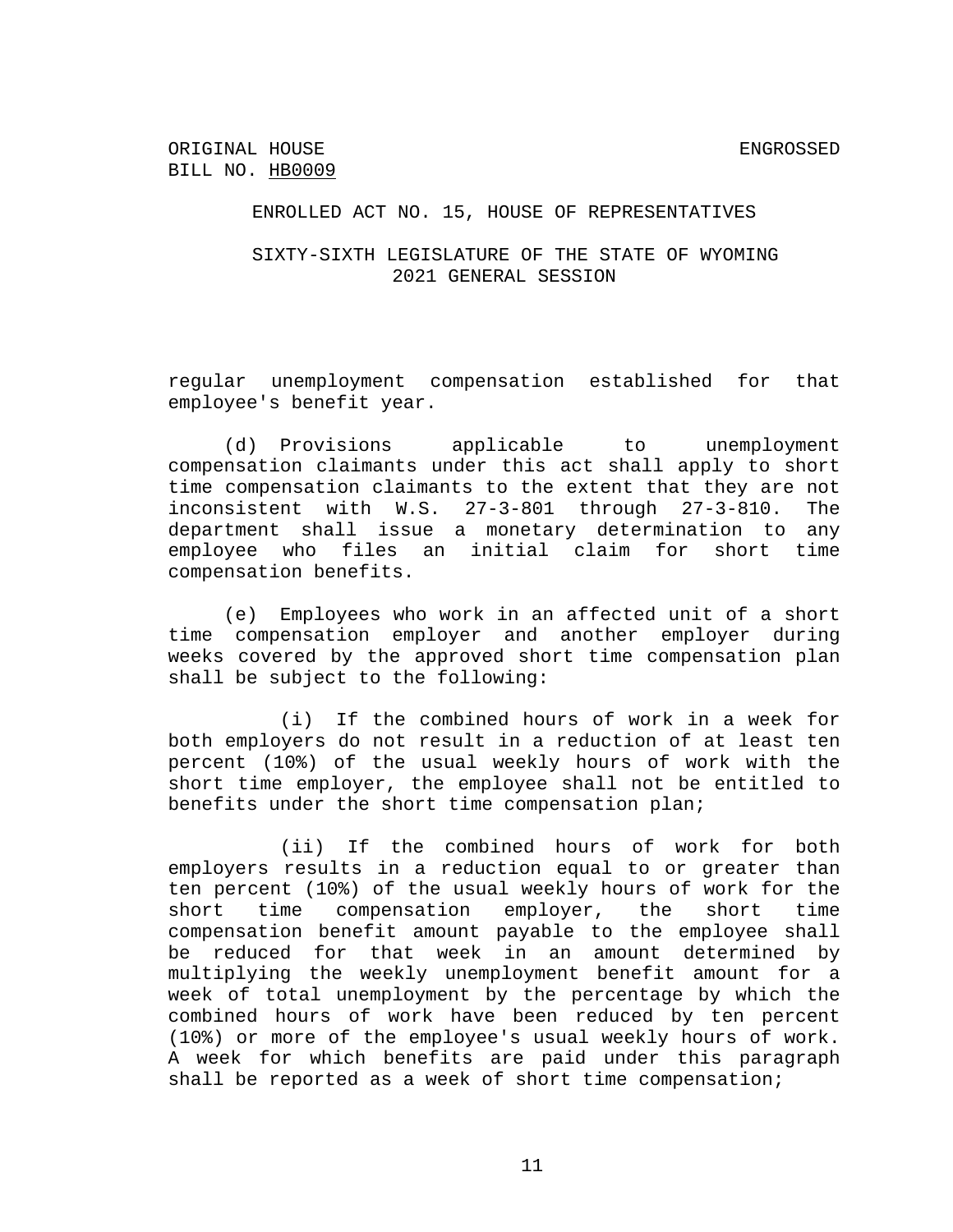regular unemployment compensation established for that employee's benefit year.

(d) Provisions applicable to unemployment compensation claimants under this act shall apply to short time compensation claimants to the extent that they are not inconsistent with W.S. 27-3-801 through 27-3-810. The department shall issue a monetary determination to any employee who files an initial claim for short time compensation benefits.

(e) Employees who work in an affected unit of a short time compensation employer and another employer during weeks covered by the approved short time compensation plan shall be subject to the following:

(i) If the combined hours of work in a week for both employers do not result in a reduction of at least ten percent (10%) of the usual weekly hours of work with the short time employer, the employee shall not be entitled to benefits under the short time compensation plan;

(ii) If the combined hours of work for both employers results in a reduction equal to or greater than ten percent (10%) of the usual weekly hours of work for the short time compensation employer, the short time compensation benefit amount payable to the employee shall be reduced for that week in an amount determined by multiplying the weekly unemployment benefit amount for a week of total unemployment by the percentage by which the combined hours of work have been reduced by ten percent (10%) or more of the employee's usual weekly hours of work. A week for which benefits are paid under this paragraph shall be reported as a week of short time compensation;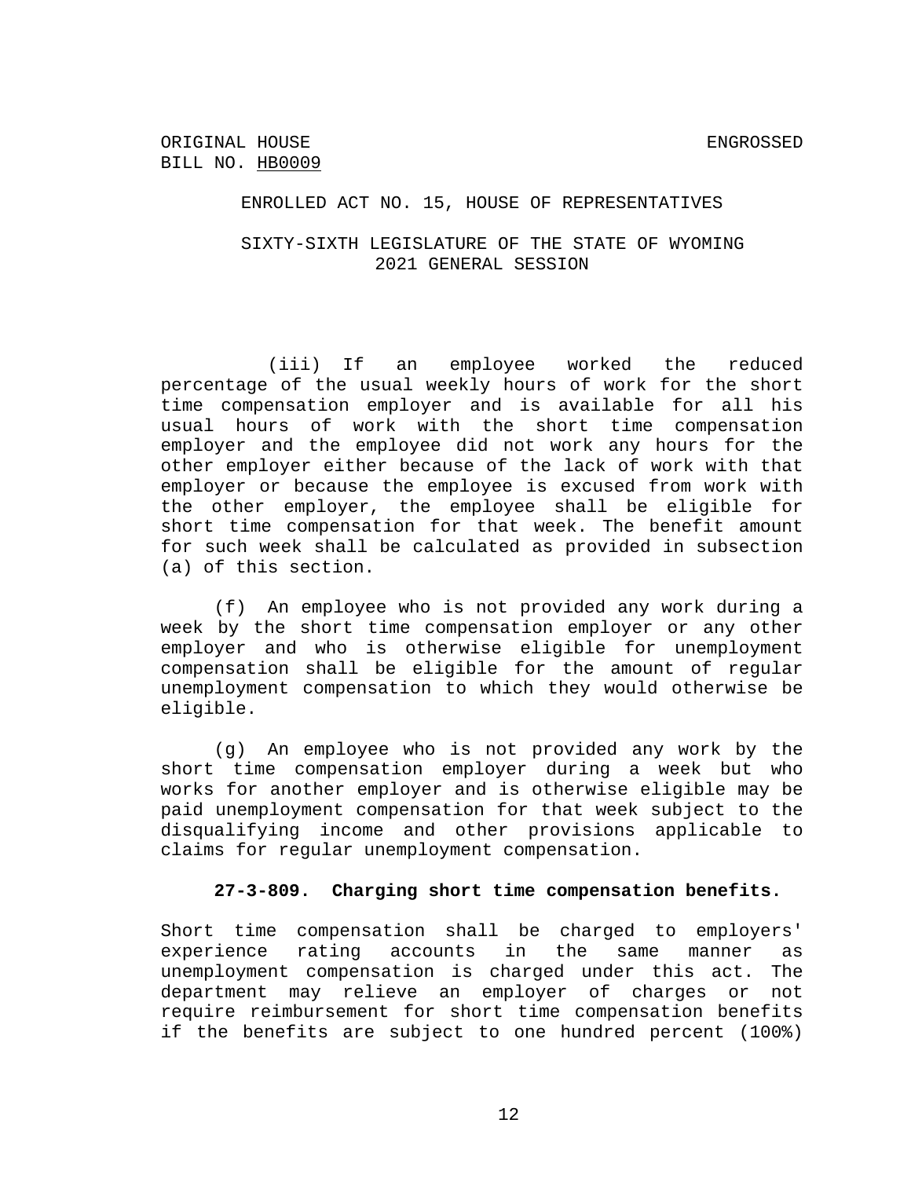(iii) If an employee worked the reduced percentage of the usual weekly hours of work for the short time compensation employer and is available for all his usual hours of work with the short time compensation employer and the employee did not work any hours for the other employer either because of the lack of work with that employer or because the employee is excused from work with the other employer, the employee shall be eligible for short time compensation for that week. The benefit amount for such week shall be calculated as provided in subsection (a) of this section.

(f) An employee who is not provided any work during a week by the short time compensation employer or any other employer and who is otherwise eligible for unemployment compensation shall be eligible for the amount of regular unemployment compensation to which they would otherwise be eligible.

(g) An employee who is not provided any work by the short time compensation employer during a week but who works for another employer and is otherwise eligible may be paid unemployment compensation for that week subject to the disqualifying income and other provisions applicable to claims for regular unemployment compensation.

**27-3-809. Charging short time compensation benefits.**

Short time compensation shall be charged to employers' experience rating accounts in the same manner as unemployment compensation is charged under this act. The department may relieve an employer of charges or not require reimbursement for short time compensation benefits if the benefits are subject to one hundred percent (100%)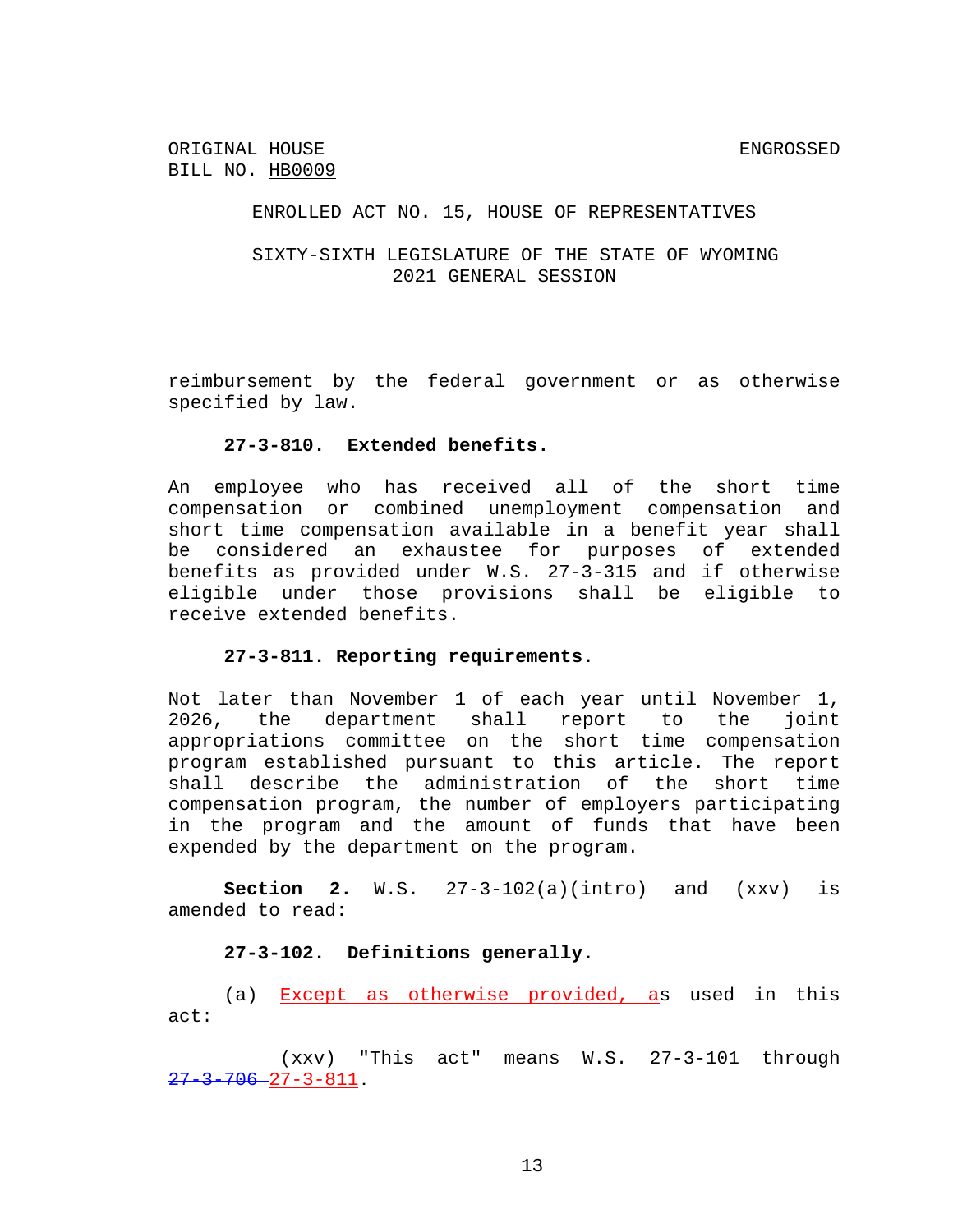reimbursement by the federal government or as otherwise specified by law.

**27-3-810. Extended benefits.**

An employee who has received all of the short time compensation or combined unemployment compensation and short time compensation available in a benefit year shall be considered an exhaustee for purposes of extended benefits as provided under W.S. 27-3-315 and if otherwise eligible under those provisions shall be eligible to receive extended benefits.

**27-3-811. Reporting requirements.**

Not later than November 1 of each year until November 1, 2026, the department shall report to the joint appropriations committee on the short time compensation program established pursuant to this article. The report shall describe the administration of the short time compensation program, the number of employers participating in the program and the amount of funds that have been expended by the department on the program.

**Section 2.** W.S. 27-3-102(a)(intro) and (xxv) is amended to read:

**27-3-102. Definitions generally.**

(a) <u>Except as otherwise provided, a</u>s used in this act:

(xxv) "This act" means W.S. 27-3-101 through ~~27-3-706~~ <u>27-3-811</u>.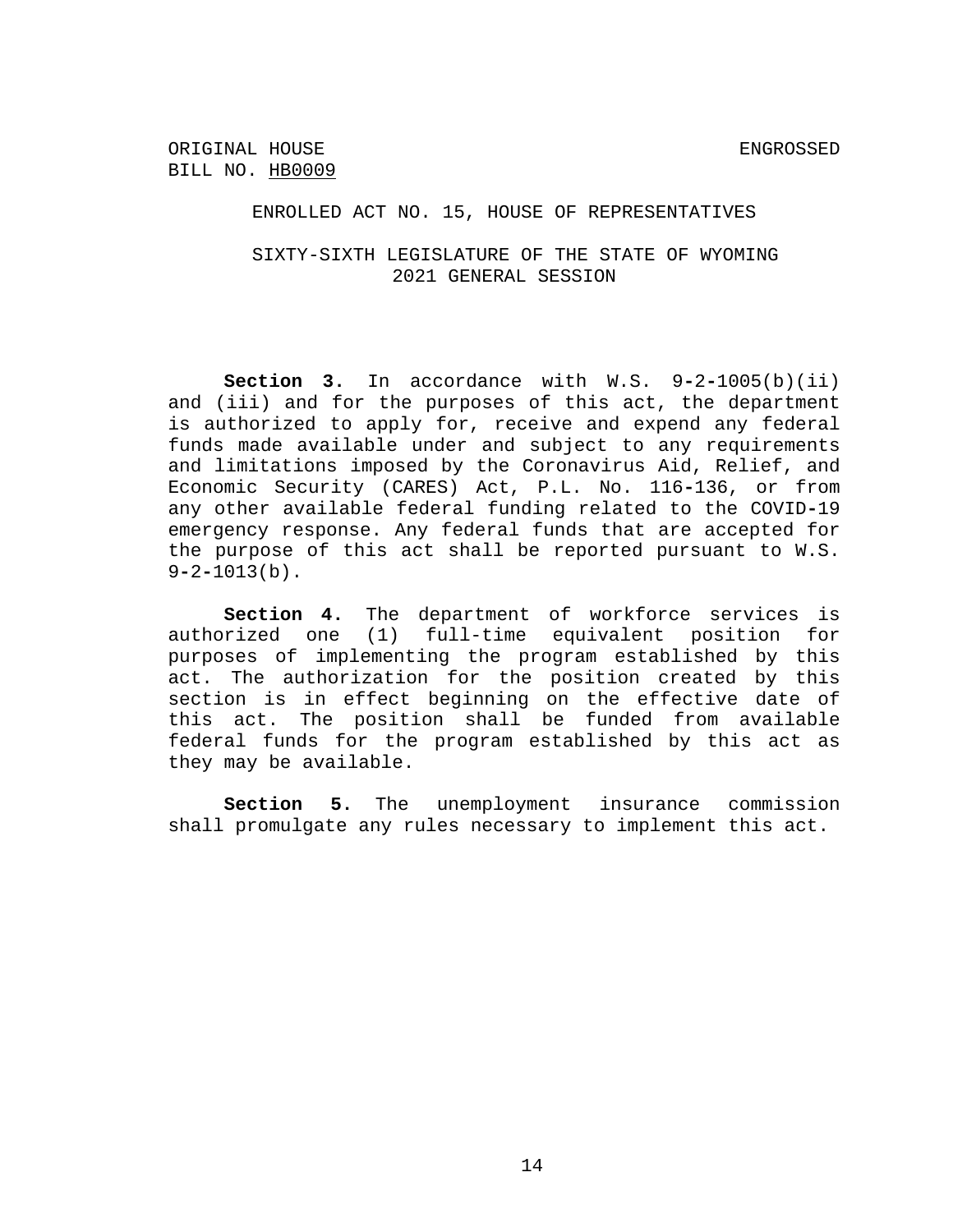ORIGINAL HOUSE BILL NO. HB0009 ENGROSSED

ENROLLED ACT NO. 15, HOUSE OF REPRESENTATIVES

SIXTY-SIXTH LEGISLATURE OF THE STATE OF WYOMING
2021 GENERAL SESSION

**Section 3.** In accordance with W.S. 9-2-1005(b)(ii) and (iii) and for the purposes of this act, the department is authorized to apply for, receive and expend any federal funds made available under and subject to any requirements and limitations imposed by the Coronavirus Aid, Relief, and Economic Security (CARES) Act, P.L. No. 116-136, or from any other available federal funding related to the COVID-19 emergency response. Any federal funds that are accepted for the purpose of this act shall be reported pursuant to W.S. 9-2-1013(b).

**Section 4.** The department of workforce services is authorized one (1) full-time equivalent position for purposes of implementing the program established by this act. The authorization for the position created by this section is in effect beginning on the effective date of this act. The position shall be funded from available federal funds for the program established by this act as they may be available.

**Section 5.** The unemployment insurance commission shall promulgate any rules necessary to implement this act.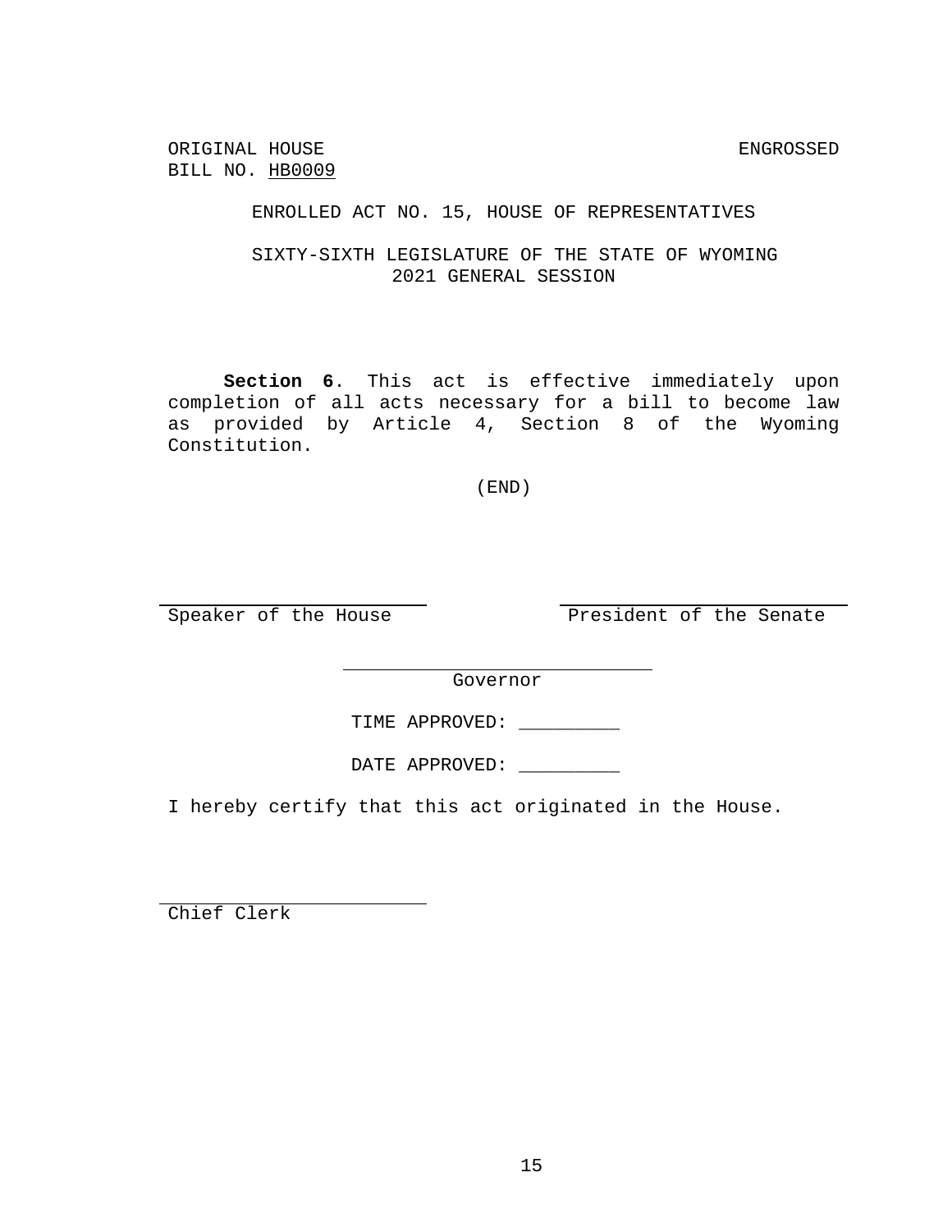ORIGINAL HOUSE
BILL NO. HB0009

ENGROSSED

ENROLLED ACT NO. 15, HOUSE OF REPRESENTATIVES

SIXTY-SIXTH LEGISLATURE OF THE STATE OF WYOMING
2021 GENERAL SESSION

**Section 6**. This act is effective immediately upon completion of all acts necessary for a bill to become law as provided by Article 4, Section 8 of the Wyoming Constitution.

(END)

Speaker of the House

President of the Senate

Governor

TIME APPROVED: _________

DATE APPROVED: _________

I hereby certify that this act originated in the House.

Chief Clerk